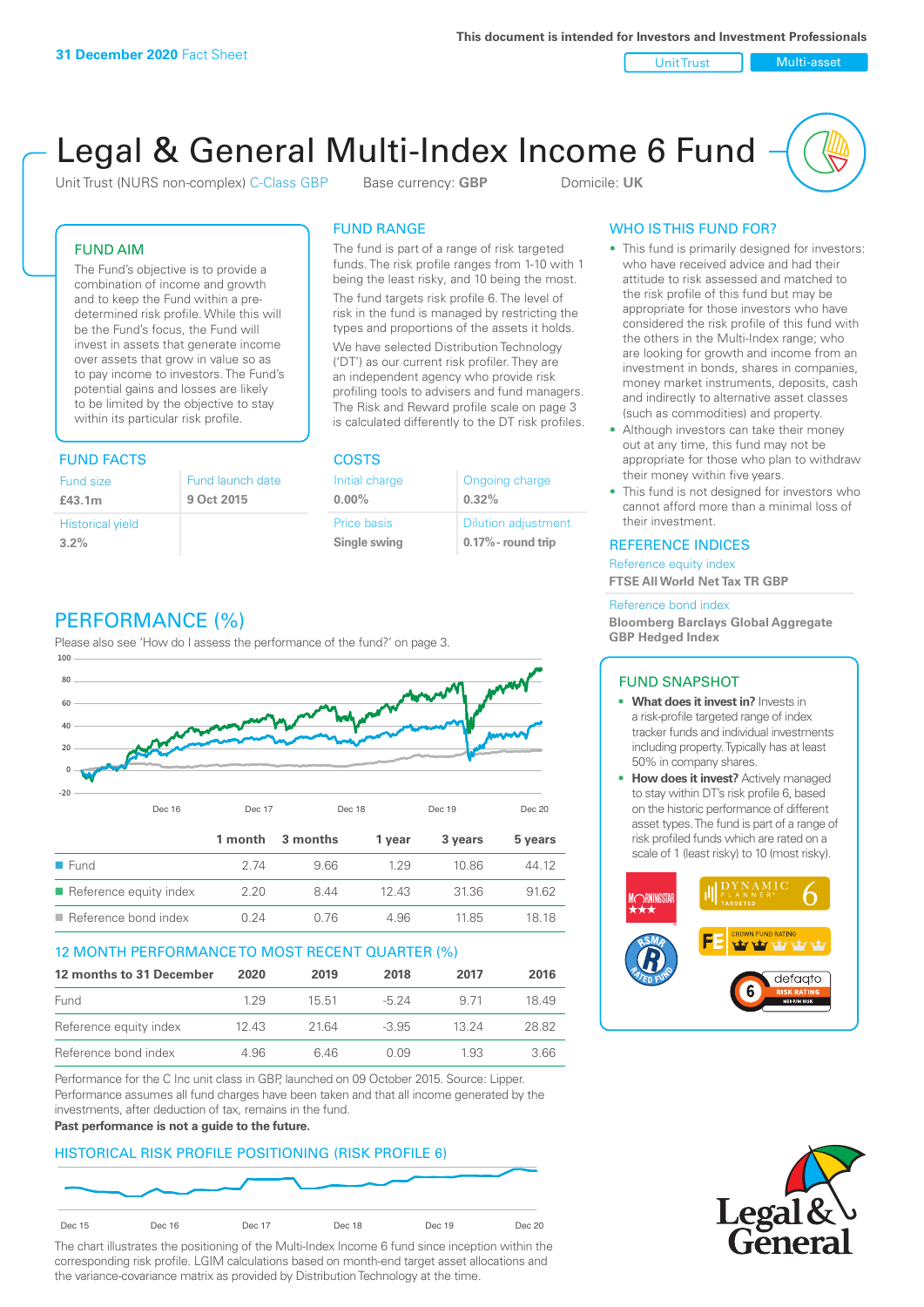**31 December 2020** Fact Sheet

This document is intended for Investors and Investment Professionals

Unit Trust | Multi-asset

# Legal & General Multi-Index Income 6 Fund

Unit Trust (NURS non-complex) C-Class GBP    Base currency: **GBP**    Domicile: **UK**

## FUND AIM

The Fund's objective is to provide a combination of income and growth and to keep the Fund within a pre-determined risk profile. While this will be the Fund's focus, the Fund will invest in assets that generate income over assets that grow in value so as to pay income to investors. The Fund's potential gains and losses are likely to be limited by the objective to stay within its particular risk profile.

## FUND RANGE

The fund is part of a range of risk targeted funds. The risk profile ranges from 1-10 with 1 being the least risky, and 10 being the most.

The fund targets risk profile 6. The level of risk in the fund is managed by restricting the types and proportions of the assets it holds.

We have selected Distribution Technology ('DT') as our current risk profiler. They are an independent agency who provide risk profiling tools to advisers and fund managers. The Risk and Reward profile scale on page 3 is calculated differently to the DT risk profiles.

## WHO IS THIS FUND FOR?

- This fund is primarily designed for investors: who have received advice and had their attitude to risk assessed and matched to the risk profile of this fund but may be appropriate for those investors who have considered the risk profile of this fund with the others in the Multi-Index range; who are looking for growth and income from an investment in bonds, shares in companies, money market instruments, deposits, cash and indirectly to alternative asset classes (such as commodities) and property.
- Although investors can take their money out at any time, this fund may not be appropriate for those who plan to withdraw their money within five years.
- This fund is not designed for investors who cannot afford more than a minimal loss of their investment.

## FUND FACTS

| Fund size | Fund launch date |
|---|---|
| **£43.1m** | **9 Oct 2015** |
| Historical yield | |
| **3.2%** | |

## COSTS

| Initial charge | Ongoing charge |
|---|---|
| **0.00%** | **0.32%** |
| Price basis | Dilution adjustment |
| **Single swing** | **0.17%- round trip** |

## REFERENCE INDICES

Reference equity index
**FTSE All World Net Tax TR GBP**

Reference bond index
**Bloomberg Barclays Global Aggregate GBP Hedged Index**

## PERFORMANCE (%)

Please also see 'How do I assess the performance of the fund?' on page 3.

| | 1 month | 3 months | 1 year | 3 years | 5 years |
|---|---|---|---|---|---|
| Fund | 2.74 | 9.66 | 1.29 | 10.86 | 44.12 |
| Reference equity index | 2.20 | 8.44 | 12.43 | 31.36 | 91.62 |
| Reference bond index | 0.24 | 0.76 | 4.96 | 11.85 | 18.18 |

## 12 MONTH PERFORMANCE TO MOST RECENT QUARTER (%)

| 12 months to 31 December | 2020 | 2019 | 2018 | 2017 | 2016 |
|---|---|---|---|---|---|
| Fund | 1.29 | 15.51 | -5.24 | 9.71 | 18.49 |
| Reference equity index | 12.43 | 21.64 | -3.95 | 13.24 | 28.82 |
| Reference bond index | 4.96 | 6.46 | 0.09 | 1.93 | 3.66 |

Performance for the C Inc unit class in GBP, launched on 09 October 2015. Source: Lipper. Performance assumes all fund charges have been taken and that all income generated by the investments, after deduction of tax, remains in the fund.

**Past performance is not a guide to the future.**

## FUND SNAPSHOT

- **What does it invest in?** Invests in a risk-profile targeted range of index tracker funds and individual investments including property. Typically has at least 50% in company shares.
- **How does it invest?** Actively managed to stay within DT's risk profile 6, based on the historic performance of different asset types. The fund is part of a range of risk profiled funds which are rated on a scale of 1 (least risky) to 10 (most risky).

## HISTORICAL RISK PROFILE POSITIONING (RISK PROFILE 6)

The chart illustrates the positioning of the Multi-Index Income 6 fund since inception within the corresponding risk profile. LGIM calculations based on month-end target asset allocations and the variance-covariance matrix as provided by Distribution Technology at the time.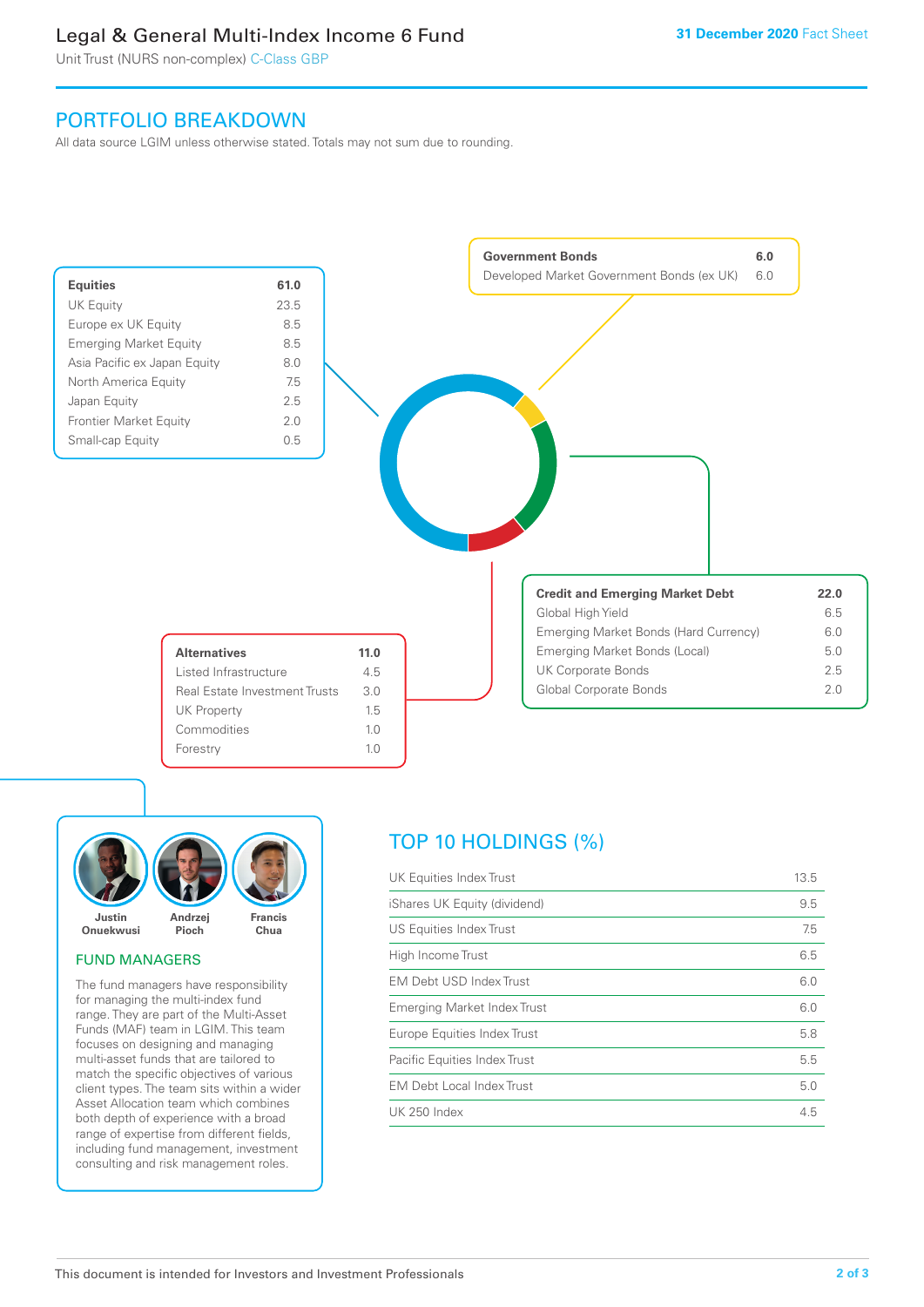# Legal & General Multi-Index Income 6 Fund

Unit Trust (NURS non-complex) C-Class GBP

**31 December 2020** Fact Sheet

## PORTFOLIO BREAKDOWN

All data source LGIM unless otherwise stated. Totals may not sum due to rounding.

| **Equities** | **61.0** |
|---|---|
| UK Equity | 23.5 |
| Europe ex UK Equity | 8.5 |
| Emerging Market Equity | 8.5 |
| Asia Pacific ex Japan Equity | 8.0 |
| North America Equity | 7.5 |
| Japan Equity | 2.5 |
| Frontier Market Equity | 2.0 |
| Small-cap Equity | 0.5 |

| **Government Bonds** | **6.0** |
|---|---|
| Developed Market Government Bonds (ex UK) | 6.0 |

| **Credit and Emerging Market Debt** | **22.0** |
|---|---|
| Global High Yield | 6.5 |
| Emerging Market Bonds (Hard Currency) | 6.0 |
| Emerging Market Bonds (Local) | 5.0 |
| UK Corporate Bonds | 2.5 |
| Global Corporate Bonds | 2.0 |

| **Alternatives** | **11.0** |
|---|---|
| Listed Infrastructure | 4.5 |
| Real Estate Investment Trusts | 3.0 |
| UK Property | 1.5 |
| Commodities | 1.0 |
| Forestry | 1.0 |

**Justin Onuekwusi** **Andrzej Pioch** **Francis Chua**

### FUND MANAGERS

The fund managers have responsibility for managing the multi-index fund range. They are part of the Multi-Asset Funds (MAF) team in LGIM. This team focuses on designing and managing multi-asset funds that are tailored to match the specific objectives of various client types. The team sits within a wider Asset Allocation team which combines both depth of experience with a broad range of expertise from different fields, including fund management, investment consulting and risk management roles.

## TOP 10 HOLDINGS (%)

| Holding | % |
|---|---|
| UK Equities Index Trust | 13.5 |
| iShares UK Equity (dividend) | 9.5 |
| US Equities Index Trust | 7.5 |
| High Income Trust | 6.5 |
| EM Debt USD Index Trust | 6.0 |
| Emerging Market Index Trust | 6.0 |
| Europe Equities Index Trust | 5.8 |
| Pacific Equities Index Trust | 5.5 |
| EM Debt Local Index Trust | 5.0 |
| UK 250 Index | 4.5 |

This document is intended for Investors and Investment Professionals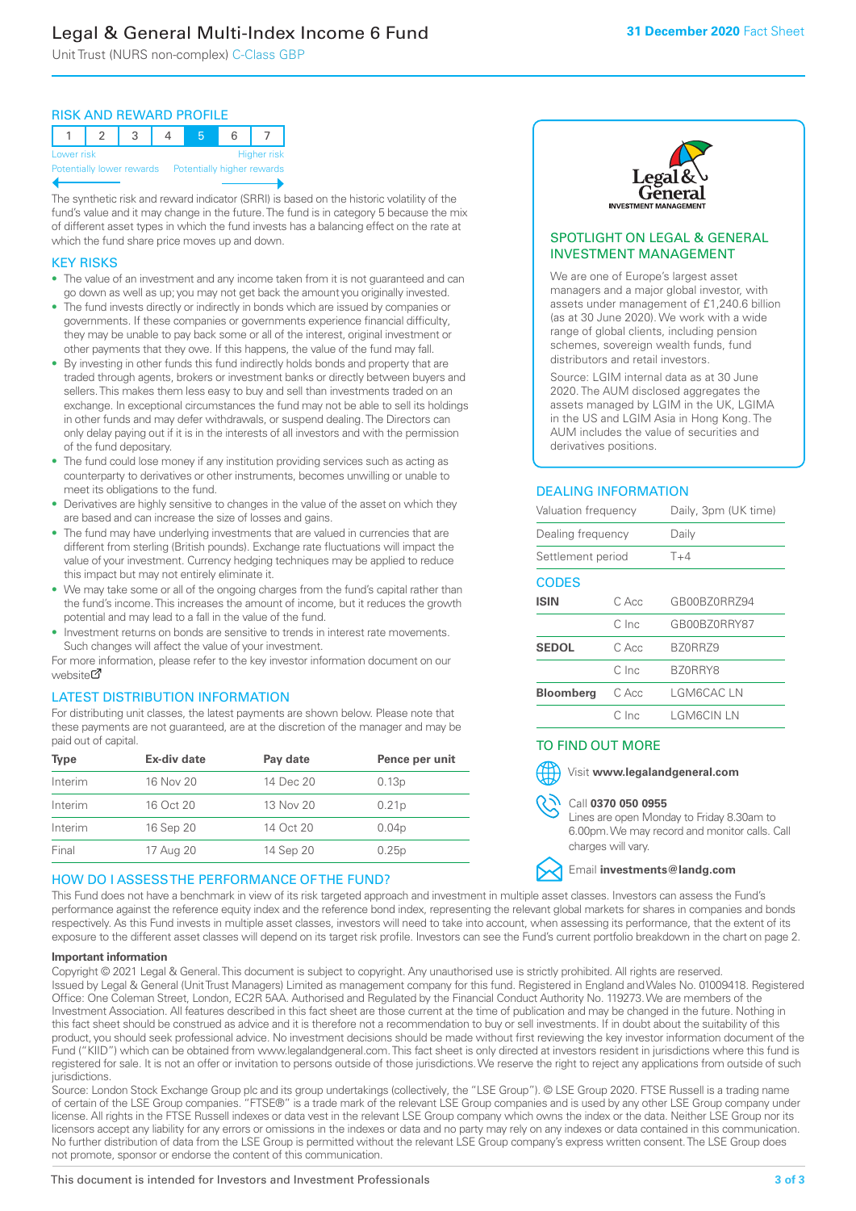# Legal & General Multi-Index Income 6 Fund

Unit Trust (NURS non-complex) C-Class GBP

**31 December 2020** Fact Sheet

## RISK AND REWARD PROFILE

| 1 | 2 | 3 | 4 | 5 | 6 | 7 |
|---|---|---|---|---|---|---|

Lower risk — Higher risk

Potentially lower rewards — Potentially higher rewards

The synthetic risk and reward indicator (SRRI) is based on the historic volatility of the fund's value and it may change in the future. The fund is in category 5 because the mix of different asset types in which the fund invests has a balancing effect on the rate at which the fund share price moves up and down.

## KEY RISKS

- The value of an investment and any income taken from it is not guaranteed and can go down as well as up; you may not get back the amount you originally invested.
- The fund invests directly or indirectly in bonds which are issued by companies or governments. If these companies or governments experience financial difficulty, they may be unable to pay back some or all of the interest, original investment or other payments that they owe. If this happens, the value of the fund may fall.
- By investing in other funds this fund indirectly holds bonds and property that are traded through agents, brokers or investment banks or directly between buyers and sellers. This makes them less easy to buy and sell than investments traded on an exchange. In exceptional circumstances the fund may not be able to sell its holdings in other funds and may defer withdrawals, or suspend dealing. The Directors can only delay paying out if it is in the interests of all investors and with the permission of the fund depositary.
- The fund could lose money if any institution providing services such as acting as counterparty to derivatives or other instruments, becomes unwilling or unable to meet its obligations to the fund.
- Derivatives are highly sensitive to changes in the value of the asset on which they are based and can increase the size of losses and gains.
- The fund may have underlying investments that are valued in currencies that are different from sterling (British pounds). Exchange rate fluctuations will impact the value of your investment. Currency hedging techniques may be applied to reduce this impact but may not entirely eliminate it.
- We may take some or all of the ongoing charges from the fund's capital rather than the fund's income. This increases the amount of income, but it reduces the growth potential and may lead to a fall in the value of the fund.
- Investment returns on bonds are sensitive to trends in interest rate movements. Such changes will affect the value of your investment.

For more information, please refer to the key investor information document on our website

## LATEST DISTRIBUTION INFORMATION

For distributing unit classes, the latest payments are shown below. Please note that these payments are not guaranteed, are at the discretion of the manager and may be paid out of capital.

| Type | Ex-div date | Pay date | Pence per unit |
|---|---|---|---|
| Interim | 16 Nov 20 | 14 Dec 20 | 0.13p |
| Interim | 16 Oct 20 | 13 Nov 20 | 0.21p |
| Interim | 16 Sep 20 | 14 Oct 20 | 0.04p |
| Final | 17 Aug 20 | 14 Sep 20 | 0.25p |

## SPOTLIGHT ON LEGAL & GENERAL INVESTMENT MANAGEMENT

We are one of Europe's largest asset managers and a major global investor, with assets under management of £1,240.6 billion (as at 30 June 2020). We work with a wide range of global clients, including pension schemes, sovereign wealth funds, fund distributors and retail investors.

Source: LGIM internal data as at 30 June 2020. The AUM disclosed aggregates the assets managed by LGIM in the UK, LGIMA in the US and LGIM Asia in Hong Kong. The AUM includes the value of securities and derivatives positions.

## DEALING INFORMATION

| | |
|---|---|
| Valuation frequency | Daily, 3pm (UK time) |
| Dealing frequency | Daily |
| Settlement period | T+4 |

## CODES

| | | |
|---|---|---|
| **ISIN** | C Acc | GB00BZ0RRZ94 |
| | C Inc | GB00BZ0RRY87 |
| **SEDOL** | C Acc | BZ0RRZ9 |
| | C Inc | BZ0RRY8 |
| **Bloomberg** | C Acc | LGM6CAC LN |
| | C Inc | LGM6CIN LN |

## TO FIND OUT MORE

Visit **www.legalandgeneral.com**

Call **0370 050 0955**
Lines are open Monday to Friday 8.30am to 6.00pm. We may record and monitor calls. Call charges will vary.

Email **investments@landg.com**

## HOW DO I ASSESS THE PERFORMANCE OF THE FUND?

This Fund does not have a benchmark in view of its risk targeted approach and investment in multiple asset classes. Investors can assess the Fund's performance against the reference equity index and the reference bond index, representing the relevant global markets for shares in companies and bonds respectively. As this Fund invests in multiple asset classes, investors will need to take into account, when assessing its performance, that the extent of its exposure to the different asset classes will depend on its target risk profile. Investors can see the Fund's current portfolio breakdown in the chart on page 2.

### Important information

Copyright © 2021 Legal & General. This document is subject to copyright. Any unauthorised use is strictly prohibited. All rights are reserved.
Issued by Legal & General (Unit Trust Managers) Limited as management company for this fund. Registered in England and Wales No. 01009418. Registered Office: One Coleman Street, London, EC2R 5AA. Authorised and Regulated by the Financial Conduct Authority No. 119273. We are members of the Investment Association. All features described in this fact sheet are those current at the time of publication and may be changed in the future. Nothing in this fact sheet should be construed as advice and it is therefore not a recommendation to buy or sell investments. If in doubt about the suitability of this product, you should seek professional advice. No investment decisions should be made without first reviewing the key investor information document of the Fund ("KIID") which can be obtained from www.legalandgeneral.com. This fact sheet is only directed at investors resident in jurisdictions where this fund is registered for sale. It is not an offer or invitation to persons outside of those jurisdictions. We reserve the right to reject any applications from outside of such jurisdictions.
Source: London Stock Exchange Group plc and its group undertakings (collectively, the "LSE Group"). © LSE Group 2020. FTSE Russell is a trading name of certain of the LSE Group companies. "FTSE®" is a trade mark of the relevant LSE Group companies and is used by any other LSE Group company under license. All rights in the FTSE Russell indexes or data vest in the relevant LSE Group company which owns the index or the data. Neither LSE Group nor its licensors accept any liability for any errors or omissions in the indexes or data and no party may rely on any indexes or data contained in this communication. No further distribution of data from the LSE Group is permitted without the relevant LSE Group company's express written consent. The LSE Group does not promote, sponsor or endorse the content of this communication.

This document is intended for Investors and Investment Professionals